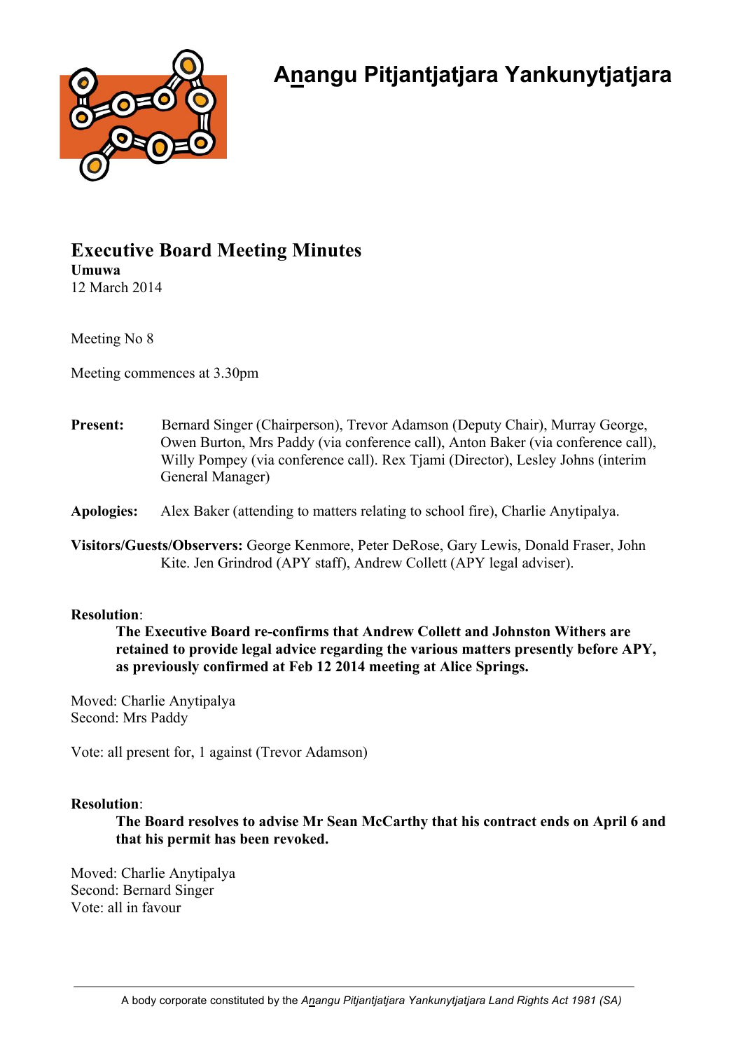# Anangu Pitjantjatjara Yankunytjatjara

## Executive Board Meeting Minutes

**Umuwa**
12 March 2014

Meeting No 8

Meeting commences at 3.30pm

**Present:** Bernard Singer (Chairperson), Trevor Adamson (Deputy Chair), Murray George, Owen Burton, Mrs Paddy (via conference call), Anton Baker (via conference call), Willy Pompey (via conference call). Rex Tjami (Director), Lesley Johns (interim General Manager)

**Apologies:** Alex Baker (attending to matters relating to school fire), Charlie Anytipalya.

**Visitors/Guests/Observers:** George Kenmore, Peter DeRose, Gary Lewis, Donald Fraser, John Kite. Jen Grindrod (APY staff), Andrew Collett (APY legal adviser).

**Resolution**:

> **The Executive Board re-confirms that Andrew Collett and Johnston Withers are retained to provide legal advice regarding the various matters presently before APY, as previously confirmed at Feb 12 2014 meeting at Alice Springs.**

Moved: Charlie Anytipalya
Second: Mrs Paddy

Vote: all present for, 1 against (Trevor Adamson)

**Resolution**:

> **The Board resolves to advise Mr Sean McCarthy that his contract ends on April 6 and that his permit has been revoked.**

Moved: Charlie Anytipalya
Second: Bernard Singer
Vote: all in favour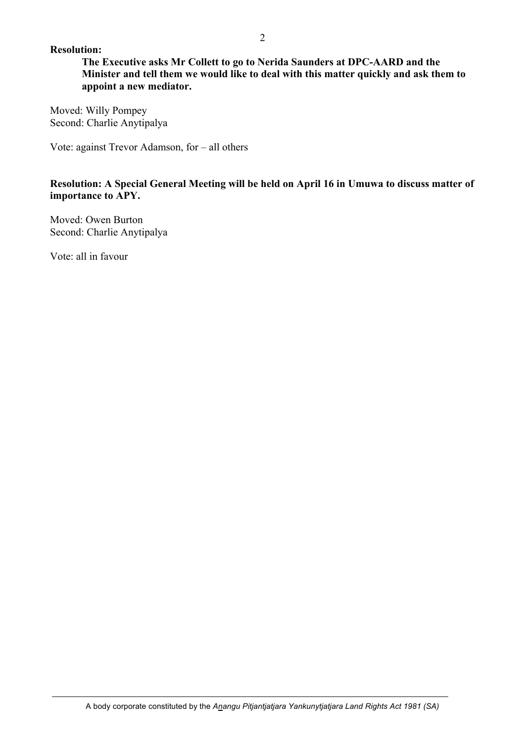**Resolution:**

> **The Executive asks Mr Collett to go to Nerida Saunders at DPC-AARD and the Minister and tell them we would like to deal with this matter quickly and ask them to appoint a new mediator.**

Moved: Willy Pompey
Second: Charlie Anytipalya

Vote: against Trevor Adamson, for – all others

**Resolution: A Special General Meeting will be held on April 16 in Umuwa to discuss matter of importance to APY.**

Moved: Owen Burton
Second: Charlie Anytipalya

Vote: all in favour